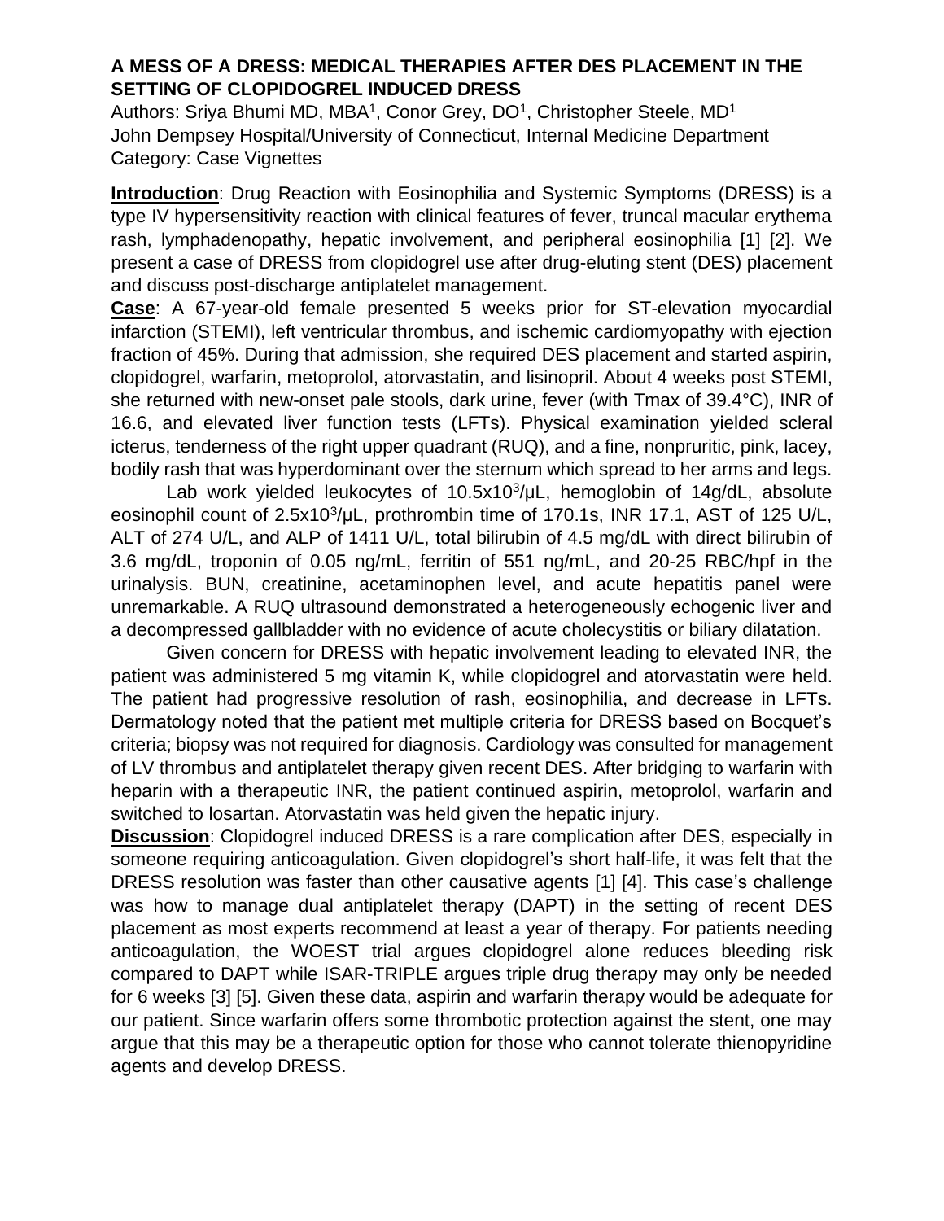# A MESS OF A DRESS: MEDICAL THERAPIES AFTER DES PLACEMENT IN THE SETTING OF CLOPIDOGREL INDUCED DRESS

Authors: Sriya Bhumi MD, MBA[1], Conor Grey, DO[1], Christopher Steele, MD[1]
John Dempsey Hospital/University of Connecticut, Internal Medicine Department
Category: Case Vignettes

**Introduction**: Drug Reaction with Eosinophilia and Systemic Symptoms (DRESS) is a type IV hypersensitivity reaction with clinical features of fever, truncal macular erythema rash, lymphadenopathy, hepatic involvement, and peripheral eosinophilia [1] [2]. We present a case of DRESS from clopidogrel use after drug-eluting stent (DES) placement and discuss post-discharge antiplatelet management.

**Case**: A 67-year-old female presented 5 weeks prior for ST-elevation myocardial infarction (STEMI), left ventricular thrombus, and ischemic cardiomyopathy with ejection fraction of 45%. During that admission, she required DES placement and started aspirin, clopidogrel, warfarin, metoprolol, atorvastatin, and lisinopril. About 4 weeks post STEMI, she returned with new-onset pale stools, dark urine, fever (with Tmax of 39.4°C), INR of 16.6, and elevated liver function tests (LFTs). Physical examination yielded scleral icterus, tenderness of the right upper quadrant (RUQ), and a fine, nonpruritic, pink, lacey, bodily rash that was hyperdominant over the sternum which spread to her arms and legs.

Lab work yielded leukocytes of $10.5 \times 10^3/\mu L$, hemoglobin of 14g/dL, absolute eosinophil count of $2.5 \times 10^3/\mu L$, prothrombin time of 170.1s, INR 17.1, AST of 125 U/L, ALT of 274 U/L, and ALP of 1411 U/L, total bilirubin of 4.5 mg/dL with direct bilirubin of 3.6 mg/dL, troponin of 0.05 ng/mL, ferritin of 551 ng/mL, and 20-25 RBC/hpf in the urinalysis. BUN, creatinine, acetaminophen level, and acute hepatitis panel were unremarkable. A RUQ ultrasound demonstrated a heterogeneously echogenic liver and a decompressed gallbladder with no evidence of acute cholecystitis or biliary dilatation.

Given concern for DRESS with hepatic involvement leading to elevated INR, the patient was administered 5 mg vitamin K, while clopidogrel and atorvastatin were held. The patient had progressive resolution of rash, eosinophilia, and decrease in LFTs. Dermatology noted that the patient met multiple criteria for DRESS based on Bocquet's criteria; biopsy was not required for diagnosis. Cardiology was consulted for management of LV thrombus and antiplatelet therapy given recent DES. After bridging to warfarin with heparin with a therapeutic INR, the patient continued aspirin, metoprolol, warfarin and switched to losartan. Atorvastatin was held given the hepatic injury.

**Discussion**: Clopidogrel induced DRESS is a rare complication after DES, especially in someone requiring anticoagulation. Given clopidogrel's short half-life, it was felt that the DRESS resolution was faster than other causative agents [1] [4]. This case's challenge was how to manage dual antiplatelet therapy (DAPT) in the setting of recent DES placement as most experts recommend at least a year of therapy. For patients needing anticoagulation, the WOEST trial argues clopidogrel alone reduces bleeding risk compared to DAPT while ISAR-TRIPLE argues triple drug therapy may only be needed for 6 weeks [3] [5]. Given these data, aspirin and warfarin therapy would be adequate for our patient. Since warfarin offers some thrombotic protection against the stent, one may argue that this may be a therapeutic option for those who cannot tolerate thienopyridine agents and develop DRESS.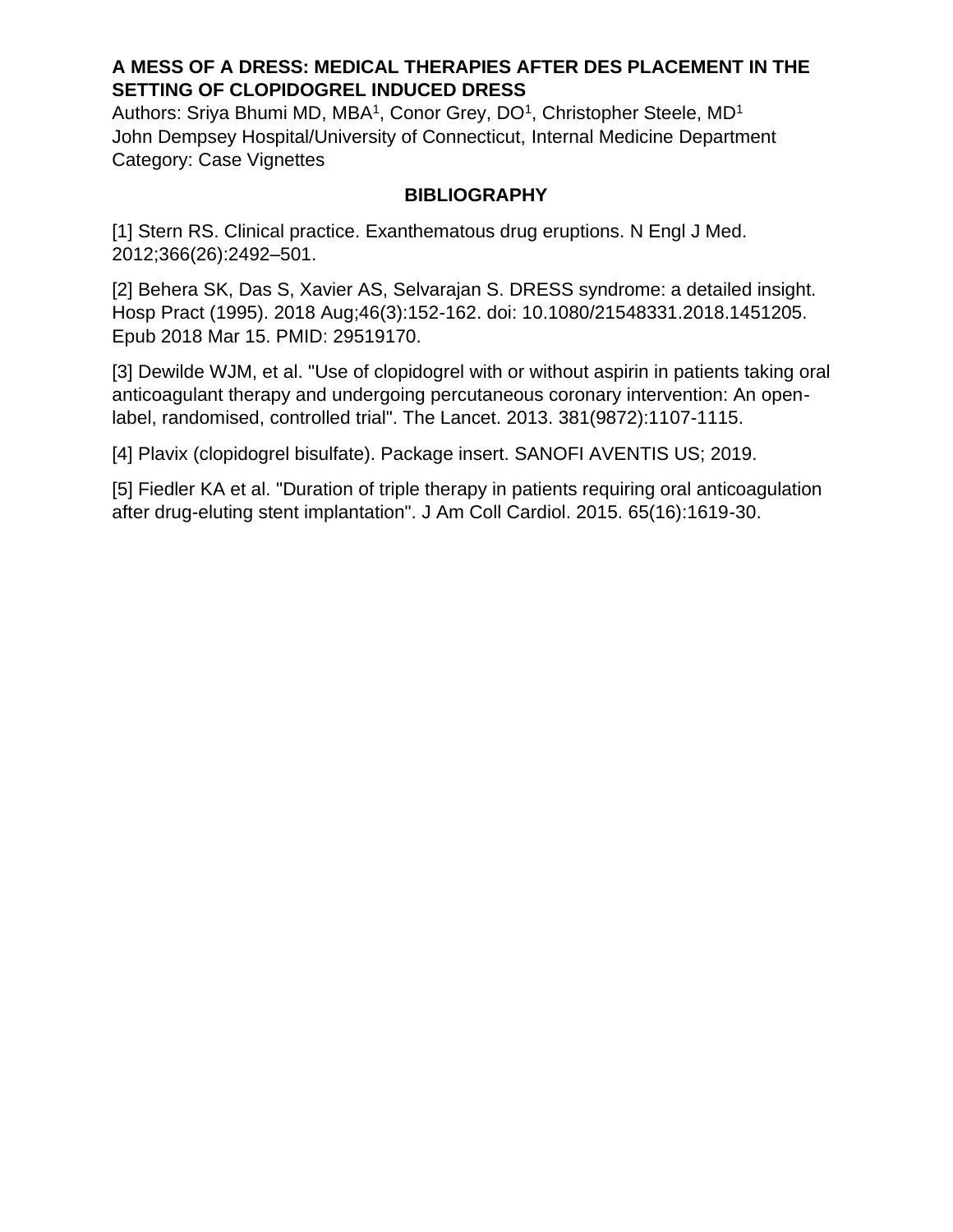**A MESS OF A DRESS: MEDICAL THERAPIES AFTER DES PLACEMENT IN THE SETTING OF CLOPIDOGREL INDUCED DRESS**

Authors: Sriya Bhumi MD, MBA[1], Conor Grey, DO[1], Christopher Steele, MD[1]

John Dempsey Hospital/University of Connecticut, Internal Medicine Department

Category: Case Vignettes

## BIBLIOGRAPHY

[1] Stern RS. Clinical practice. Exanthematous drug eruptions. N Engl J Med. 2012;366(26):2492–501.

[2] Behera SK, Das S, Xavier AS, Selvarajan S. DRESS syndrome: a detailed insight. Hosp Pract (1995). 2018 Aug;46(3):152-162. doi: 10.1080/21548331.2018.1451205. Epub 2018 Mar 15. PMID: 29519170.

[3] Dewilde WJM, et al. "Use of clopidogrel with or without aspirin in patients taking oral anticoagulant therapy and undergoing percutaneous coronary intervention: An open-label, randomised, controlled trial". The Lancet. 2013. 381(9872):1107-1115.

[4] Plavix (clopidogrel bisulfate). Package insert. SANOFI AVENTIS US; 2019.

[5] Fiedler KA et al. "Duration of triple therapy in patients requiring oral anticoagulation after drug-eluting stent implantation". J Am Coll Cardiol. 2015. 65(16):1619-30.